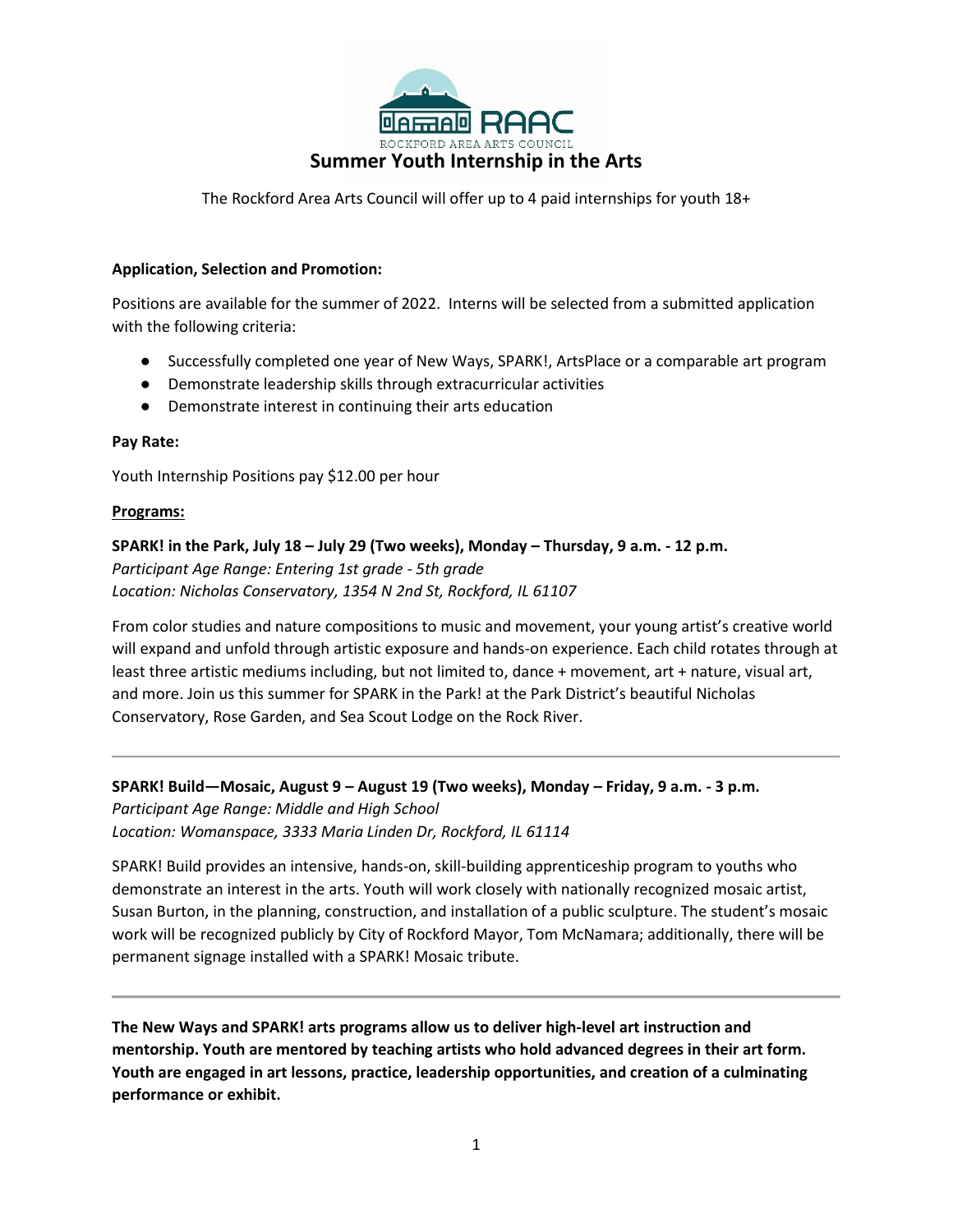RAAC

ROCKFORD AREA ARTS COUNCIL

# Summer Youth Internship in the Arts

The Rockford Area Arts Council will offer up to 4 paid internships for youth 18+

**Application, Selection and Promotion:**

Positions are available for the summer of 2022. Interns will be selected from a submitted application with the following criteria:

- Successfully completed one year of New Ways, SPARK!, ArtsPlace or a comparable art program
- Demonstrate leadership skills through extracurricular activities
- Demonstrate interest in continuing their arts education

**Pay Rate:**

Youth Internship Positions pay $12.00 per hour

**Programs:**

**SPARK! in the Park, July 18 – July 29 (Two weeks), Monday – Thursday, 9 a.m. - 12 p.m.**
*Participant Age Range: Entering 1st grade - 5th grade*
*Location: Nicholas Conservatory, 1354 N 2nd St, Rockford, IL 61107*

From color studies and nature compositions to music and movement, your young artist's creative world will expand and unfold through artistic exposure and hands-on experience. Each child rotates through at least three artistic mediums including, but not limited to, dance + movement, art + nature, visual art, and more. Join us this summer for SPARK in the Park! at the Park District's beautiful Nicholas Conservatory, Rose Garden, and Sea Scout Lodge on the Rock River.

---

**SPARK! Build—Mosaic, August 9 – August 19 (Two weeks), Monday – Friday, 9 a.m. - 3 p.m.**
*Participant Age Range: Middle and High School*
*Location: Womanspace, 3333 Maria Linden Dr, Rockford, IL 61114*

SPARK! Build provides an intensive, hands-on, skill-building apprenticeship program to youths who demonstrate an interest in the arts. Youth will work closely with nationally recognized mosaic artist, Susan Burton, in the planning, construction, and installation of a public sculpture. The student's mosaic work will be recognized publicly by City of Rockford Mayor, Tom McNamara; additionally, there will be permanent signage installed with a SPARK! Mosaic tribute.

---

**The New Ways and SPARK! arts programs allow us to deliver high-level art instruction and mentorship. Youth are mentored by teaching artists who hold advanced degrees in their art form. Youth are engaged in art lessons, practice, leadership opportunities, and creation of a culminating performance or exhibit.**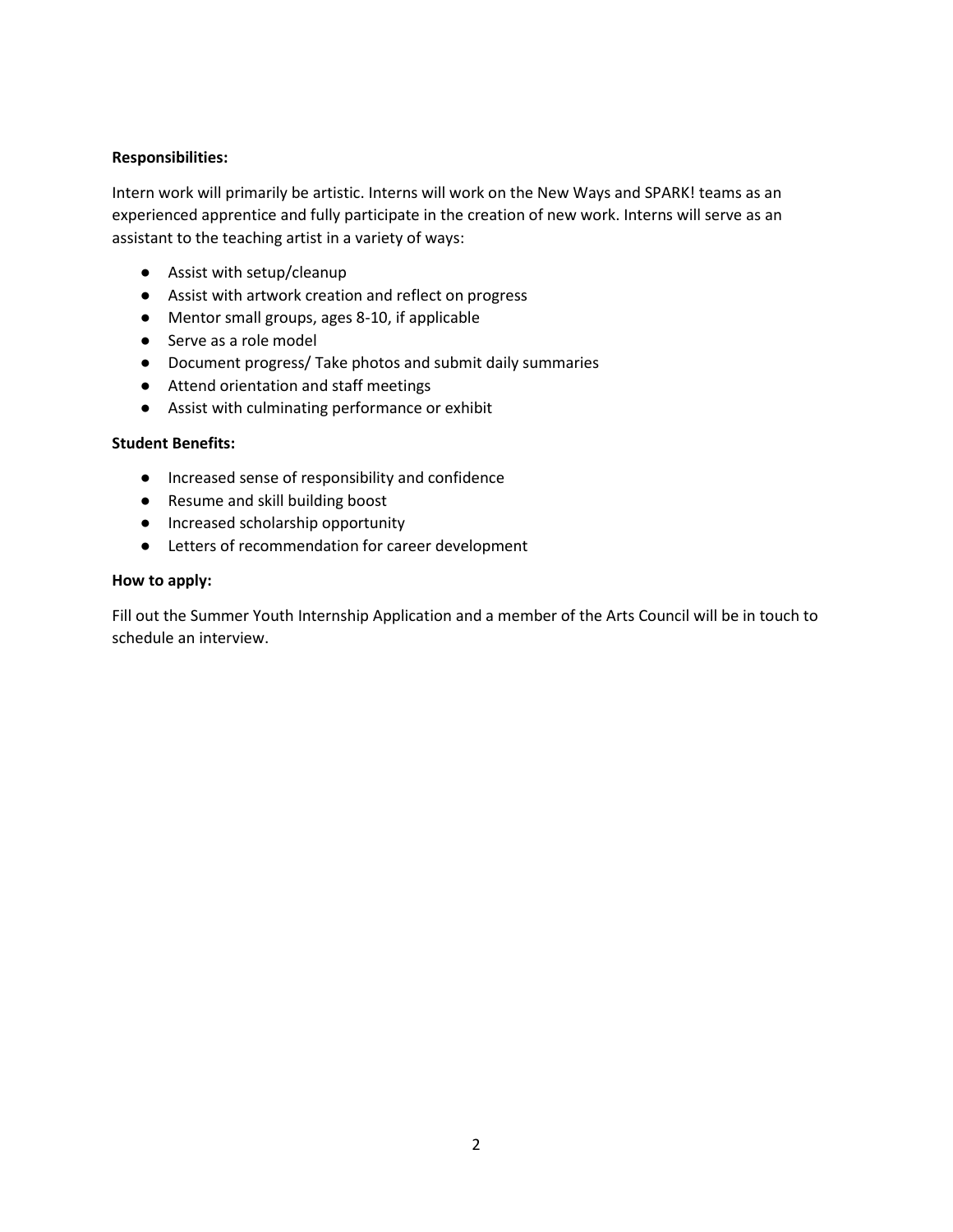**Responsibilities:**

Intern work will primarily be artistic. Interns will work on the New Ways and SPARK! teams as an experienced apprentice and fully participate in the creation of new work. Interns will serve as an assistant to the teaching artist in a variety of ways:

- Assist with setup/cleanup
- Assist with artwork creation and reflect on progress
- Mentor small groups, ages 8-10, if applicable
- Serve as a role model
- Document progress/ Take photos and submit daily summaries
- Attend orientation and staff meetings
- Assist with culminating performance or exhibit

**Student Benefits:**

- Increased sense of responsibility and confidence
- Resume and skill building boost
- Increased scholarship opportunity
- Letters of recommendation for career development

**How to apply:**

Fill out the Summer Youth Internship Application and a member of the Arts Council will be in touch to schedule an interview.